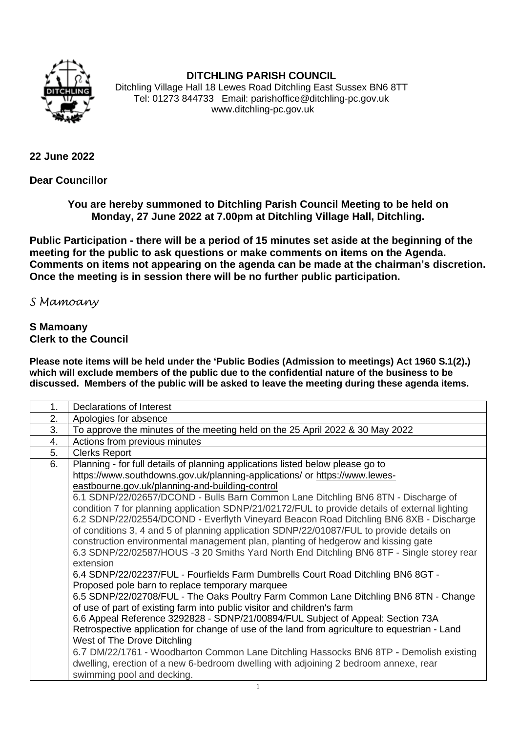# DITCHLING PARISH COUNCIL

Ditchling Village Hall 18 Lewes Road Ditchling East Sussex BN6 8TT
Tel: 01273 844733 Email: parishoffice@ditchling-pc.gov.uk
www.ditchling-pc.gov.uk

**22 June 2022**

**Dear Councillor**

**You are hereby summoned to Ditchling Parish Council Meeting to be held on Monday, 27 June 2022 at 7.00pm at Ditchling Village Hall, Ditchling.**

**Public Participation - there will be a period of 15 minutes set aside at the beginning of the meeting for the public to ask questions or make comments on items on the Agenda. Comments on items not appearing on the agenda can be made at the chairman's discretion. Once the meeting is in session there will be no further public participation.**

*S Mamoany*

**S Mamoany**
**Clerk to the Council**

**Please note items will be held under the 'Public Bodies (Admission to meetings) Act 1960 S.1(2).) which will exclude members of the public due to the confidential nature of the business to be discussed. Members of the public will be asked to leave the meeting during these agenda items.**

| | |
|---|---|
| 1. | Declarations of Interest |
| 2. | Apologies for absence |
| 3. | To approve the minutes of the meeting held on the 25 April 2022 & 30 May 2022 |
| 4. | Actions from previous minutes |
| 5. | Clerks Report |
| 6. | Planning - for full details of planning applications listed below please go to https://www.southdowns.gov.uk/planning-applications/ or https://www.lewes-eastbourne.gov.uk/planning-and-building-control<br>6.1 SDNP/22/02657/DCOND - Bulls Barn Common Lane Ditchling BN6 8TN - Discharge of condition 7 for planning application SDNP/21/02172/FUL to provide details of external lighting<br>6.2 SDNP/22/02554/DCOND - Everflyth Vineyard Beacon Road Ditchling BN6 8XB - Discharge of conditions 3, 4 and 5 of planning application SDNP/22/01087/FUL to provide details on construction environmental management plan, planting of hedgerow and kissing gate<br>6.3 SDNP/22/02587/HOUS -3 20 Smiths Yard North End Ditchling BN6 8TF - Single storey rear extension<br>6.4 SDNP/22/02237/FUL - Fourfields Farm Dumbrells Court Road Ditchling BN6 8GT - Proposed pole barn to replace temporary marquee<br>6.5 SDNP/22/02708/FUL - The Oaks Poultry Farm Common Lane Ditchling BN6 8TN - Change of use of part of existing farm into public visitor and children's farm<br>6.6 Appeal Reference 3292828 - SDNP/21/00894/FUL Subject of Appeal: Section 73A Retrospective application for change of use of the land from agriculture to equestrian - Land West of The Drove Ditchling<br>6.7 DM/22/1761 - Woodbarton Common Lane Ditchling Hassocks BN6 8TP - Demolish existing dwelling, erection of a new 6-bedroom dwelling with adjoining 2 bedroom annexe, rear swimming pool and decking. |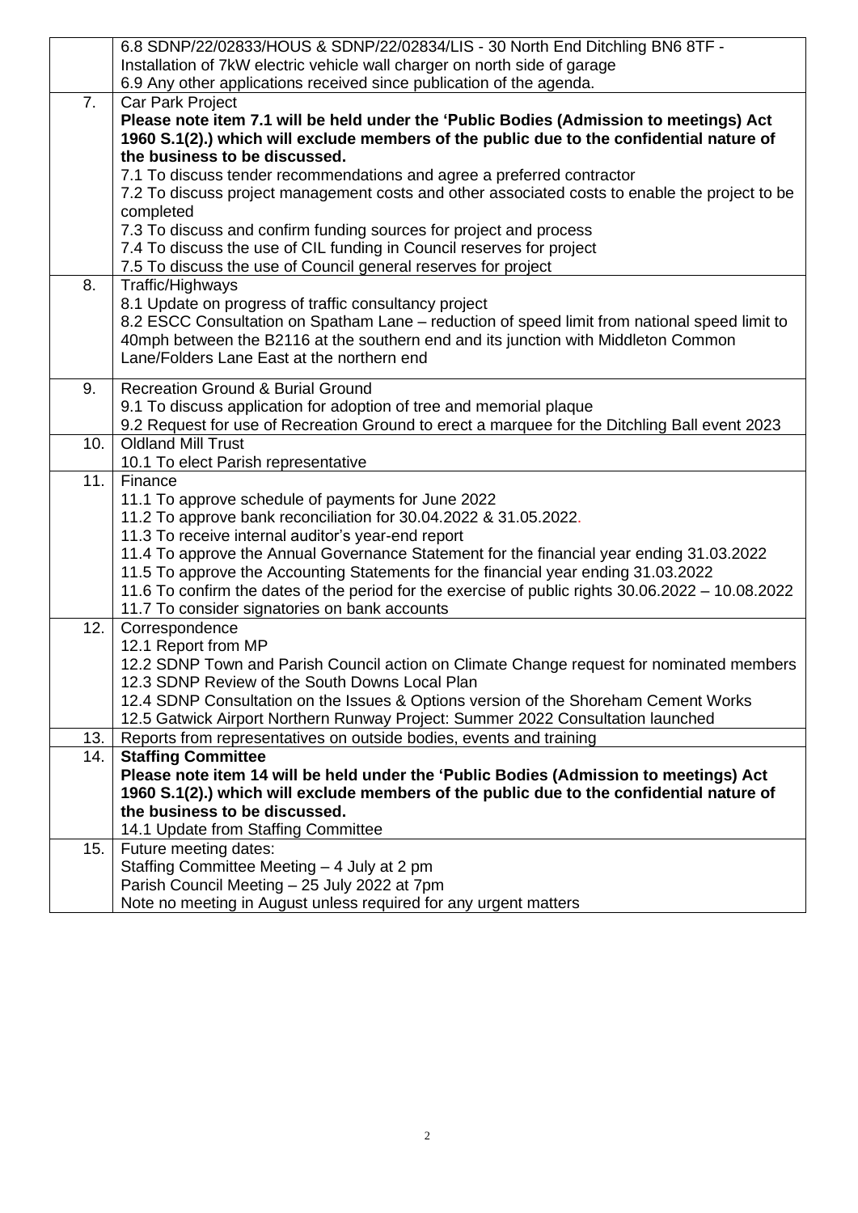| | |
|---|---|
| | 6.8 SDNP/22/02833/HOUS & SDNP/22/02834/LIS - 30 North End Ditchling BN6 8TF - Installation of 7kW electric vehicle wall charger on north side of garage<br>6.9 Any other applications received since publication of the agenda. |
| 7. | Car Park Project<br>**Please note item 7.1 will be held under the 'Public Bodies (Admission to meetings) Act 1960 S.1(2).) which will exclude members of the public due to the confidential nature of the business to be discussed.**<br>7.1 To discuss tender recommendations and agree a preferred contractor<br>7.2 To discuss project management costs and other associated costs to enable the project to be completed<br>7.3 To discuss and confirm funding sources for project and process<br>7.4 To discuss the use of CIL funding in Council reserves for project<br>7.5 To discuss the use of Council general reserves for project |
| 8. | Traffic/Highways<br>8.1 Update on progress of traffic consultancy project<br>8.2 ESCC Consultation on Spatham Lane – reduction of speed limit from national speed limit to 40mph between the B2116 at the southern end and its junction with Middleton Common Lane/Folders Lane East at the northern end |
| 9. | Recreation Ground & Burial Ground<br>9.1 To discuss application for adoption of tree and memorial plaque<br>9.2 Request for use of Recreation Ground to erect a marquee for the Ditchling Ball event 2023 |
| 10. | Oldland Mill Trust<br>10.1 To elect Parish representative |
| 11. | Finance<br>11.1 To approve schedule of payments for June 2022<br>11.2 To approve bank reconciliation for 30.04.2022 & 31.05.2022.<br>11.3 To receive internal auditor's year-end report<br>11.4 To approve the Annual Governance Statement for the financial year ending 31.03.2022<br>11.5 To approve the Accounting Statements for the financial year ending 31.03.2022<br>11.6 To confirm the dates of the period for the exercise of public rights 30.06.2022 – 10.08.2022<br>11.7 To consider signatories on bank accounts |
| 12. | Correspondence<br>12.1 Report from MP<br>12.2 SDNP Town and Parish Council action on Climate Change request for nominated members<br>12.3 SDNP Review of the South Downs Local Plan<br>12.4 SDNP Consultation on the Issues & Options version of the Shoreham Cement Works<br>12.5 Gatwick Airport Northern Runway Project: Summer 2022 Consultation launched |
| 13. | Reports from representatives on outside bodies, events and training |
| 14. | **Staffing Committee**<br>**Please note item 14 will be held under the 'Public Bodies (Admission to meetings) Act 1960 S.1(2).) which will exclude members of the public due to the confidential nature of the business to be discussed.**<br>14.1 Update from Staffing Committee |
| 15. | Future meeting dates:<br>Staffing Committee Meeting – 4 July at 2 pm<br>Parish Council Meeting – 25 July 2022 at 7pm<br>Note no meeting in August unless required for any urgent matters |